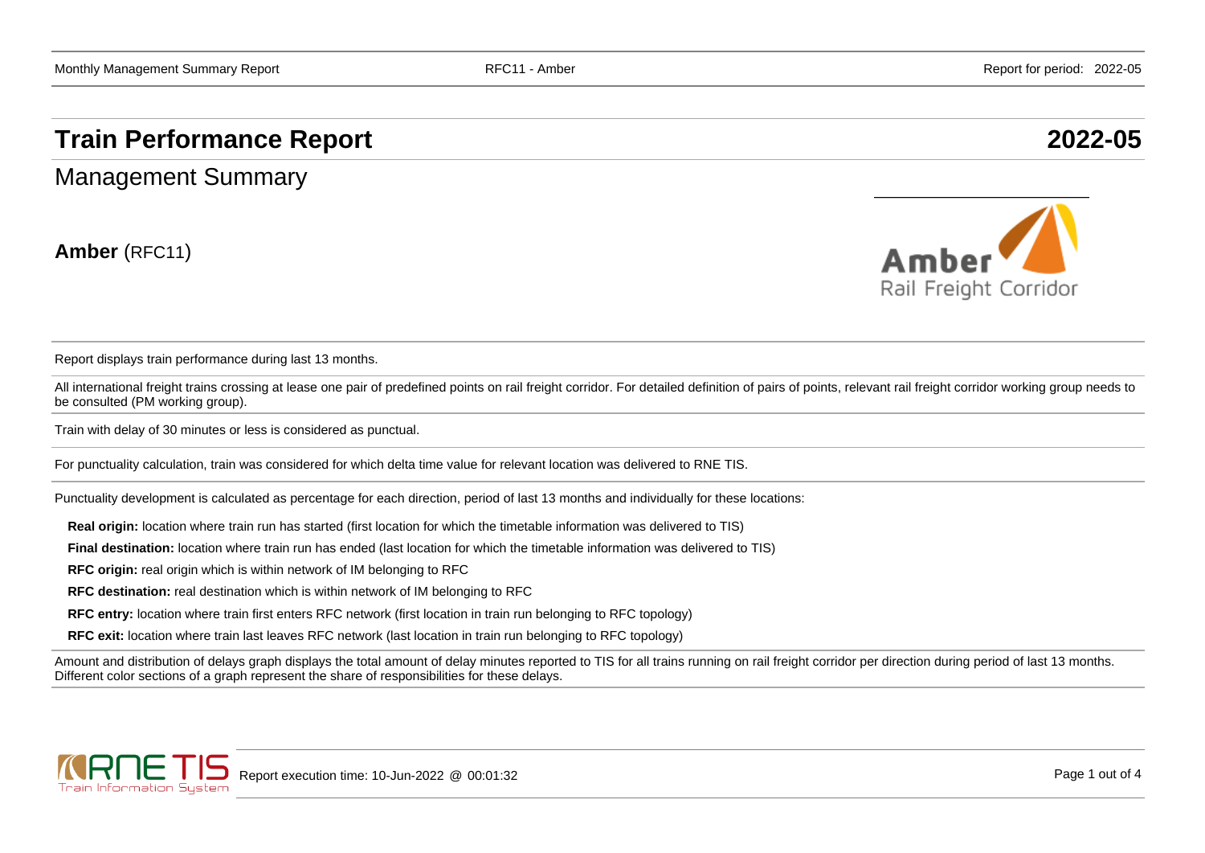# Train Performance Report 2022-05

## Management Summary

**Amber** (RFC11)

Report displays train performance during last 13 months.

All international freight trains crossing at lease one pair of predefined points on rail freight corridor. For detailed definition of pairs of points, relevant rail freight corridor working group needs to be consulted (PM working group).

Train with delay of 30 minutes or less is considered as punctual.

For punctuality calculation, train was considered for which delta time value for relevant location was delivered to RNE TIS.

Punctuality development is calculated as percentage for each direction, period of last 13 months and individually for these locations:

**Real origin:** location where train run has started (first location for which the timetable information was delivered to TIS)

**Final destination:** location where train run has ended (last location for which the timetable information was delivered to TIS)

**RFC origin:** real origin which is within network of IM belonging to RFC

**RFC destination:** real destination which is within network of IM belonging to RFC

**RFC entry:** location where train first enters RFC network (first location in train run belonging to RFC topology)

**RFC exit:** location where train last leaves RFC network (last location in train run belonging to RFC topology)

Amount and distribution of delays graph displays the total amount of delay minutes reported to TIS for all trains running on rail freight corridor per direction during period of last 13 months. Different color sections of a graph represent the share of responsibilities for these delays.

Report execution time: 10-Jun-2022 @ 00:01:32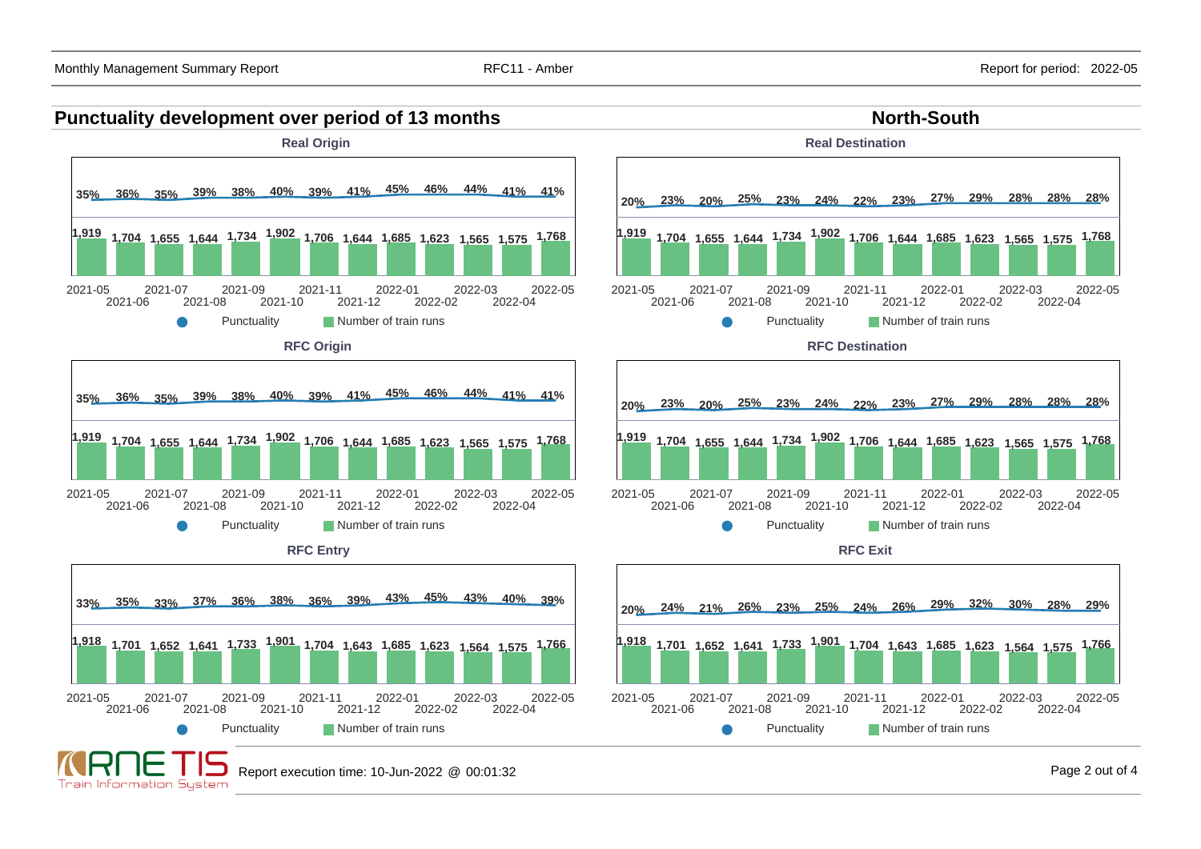## Punctuality development over period of 13 months

## North-South

### Real Origin

| Month | Punctuality | Number of train runs |
|---|---|---|
| 2021-05 | 35% | 1,919 |
| 2021-06 | 36% | 1,704 |
| 2021-07 | 35% | 1,655 |
| 2021-08 | 39% | 1,644 |
| 2021-09 | 38% | 1,734 |
| 2021-10 | 40% | 1,902 |
| 2021-11 | 39% | 1,706 |
| 2021-12 | 41% | 1,644 |
| 2022-01 | 45% | 1,685 |
| 2022-02 | 46% | 1,623 |
| 2022-03 | 44% | 1,565 |
| 2022-04 | 41% | 1,575 |
| 2022-05 | 41% | 1,768 |

### Real Destination

| Month | Punctuality | Number of train runs |
|---|---|---|
| 2021-05 | 20% | 1,919 |
| 2021-06 | 23% | 1,704 |
| 2021-07 | 20% | 1,655 |
| 2021-08 | 25% | 1,644 |
| 2021-09 | 23% | 1,734 |
| 2021-10 | 24% | 1,902 |
| 2021-11 | 22% | 1,706 |
| 2021-12 | 23% | 1,644 |
| 2022-01 | 27% | 1,685 |
| 2022-02 | 29% | 1,623 |
| 2022-03 | 28% | 1,565 |
| 2022-04 | 28% | 1,575 |
| 2022-05 | 28% | 1,768 |

### RFC Origin

| Month | Punctuality | Number of train runs |
|---|---|---|
| 2021-05 | 35% | 1,919 |
| 2021-06 | 36% | 1,704 |
| 2021-07 | 35% | 1,655 |
| 2021-08 | 39% | 1,644 |
| 2021-09 | 38% | 1,734 |
| 2021-10 | 40% | 1,902 |
| 2021-11 | 39% | 1,706 |
| 2021-12 | 41% | 1,644 |
| 2022-01 | 45% | 1,685 |
| 2022-02 | 46% | 1,623 |
| 2022-03 | 44% | 1,565 |
| 2022-04 | 41% | 1,575 |
| 2022-05 | 41% | 1,768 |

### RFC Destination

| Month | Punctuality | Number of train runs |
|---|---|---|
| 2021-05 | 20% | 1,919 |
| 2021-06 | 23% | 1,704 |
| 2021-07 | 20% | 1,655 |
| 2021-08 | 25% | 1,644 |
| 2021-09 | 23% | 1,734 |
| 2021-10 | 24% | 1,902 |
| 2021-11 | 22% | 1,706 |
| 2021-12 | 23% | 1,644 |
| 2022-01 | 27% | 1,685 |
| 2022-02 | 29% | 1,623 |
| 2022-03 | 28% | 1,565 |
| 2022-04 | 28% | 1,575 |
| 2022-05 | 28% | 1,768 |

### RFC Entry

| Month | Punctuality | Number of train runs |
|---|---|---|
| 2021-05 | 33% | 1,918 |
| 2021-06 | 35% | 1,701 |
| 2021-07 | 33% | 1,652 |
| 2021-08 | 37% | 1,641 |
| 2021-09 | 36% | 1,733 |
| 2021-10 | 38% | 1,901 |
| 2021-11 | 36% | 1,704 |
| 2021-12 | 39% | 1,643 |
| 2022-01 | 43% | 1,685 |
| 2022-02 | 45% | 1,623 |
| 2022-03 | 43% | 1,564 |
| 2022-04 | 40% | 1,575 |
| 2022-05 | 39% | 1,766 |

### RFC Exit

| Month | Punctuality | Number of train runs |
|---|---|---|
| 2021-05 | 20% | 1,918 |
| 2021-06 | 24% | 1,701 |
| 2021-07 | 21% | 1,652 |
| 2021-08 | 26% | 1,641 |
| 2021-09 | 23% | 1,733 |
| 2021-10 | 25% | 1,901 |
| 2021-11 | 24% | 1,704 |
| 2021-12 | 26% | 1,643 |
| 2022-01 | 29% | 1,685 |
| 2022-02 | 32% | 1,623 |
| 2022-03 | 30% | 1,564 |
| 2022-04 | 28% | 1,575 |
| 2022-05 | 29% | 1,766 |

Report execution time: 10-Jun-2022 @ 00:01:32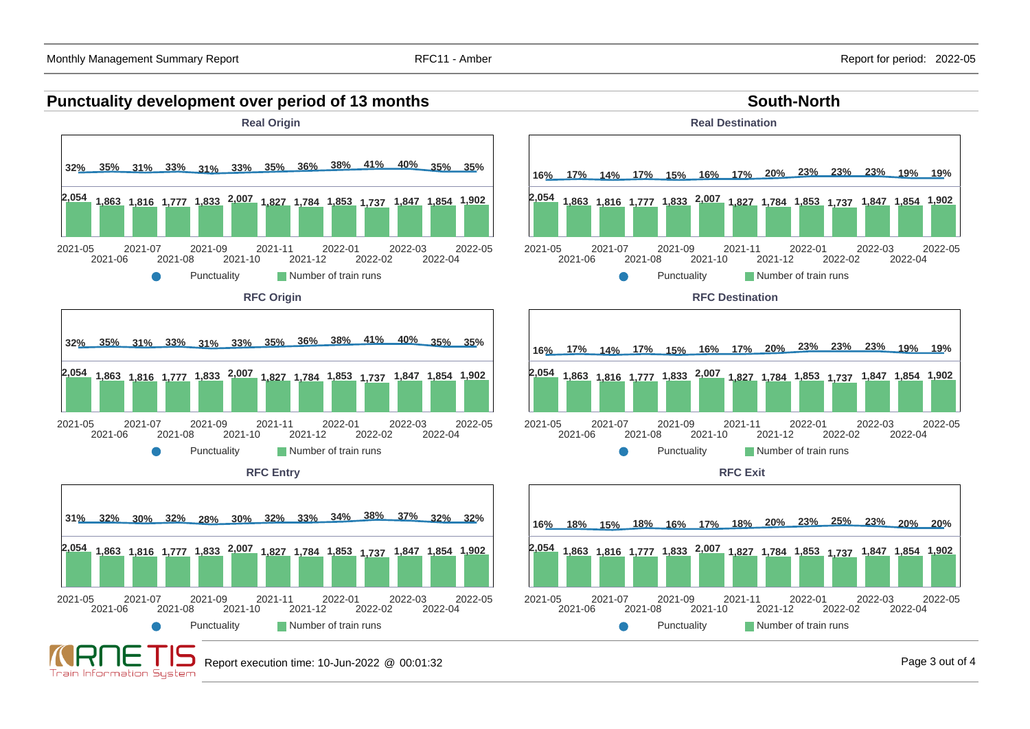## Punctuality development over period of 13 months

## South-North

### Real Origin

| Month | 2021-05 | 2021-06 | 2021-07 | 2021-08 | 2021-09 | 2021-10 | 2021-11 | 2021-12 | 2022-01 | 2022-02 | 2022-03 | 2022-04 | 2022-05 |
|---|---|---|---|---|---|---|---|---|---|---|---|---|---|
| Punctuality | 32% | 35% | 31% | 33% | 31% | 33% | 35% | 36% | 38% | 41% | 40% | 35% | 35% |
| Number of train runs | 2,054 | 1,863 | 1,816 | 1,777 | 1,833 | 2,007 | 1,827 | 1,784 | 1,853 | 1,737 | 1,847 | 1,854 | 1,902 |

### Real Destination

| Month | 2021-05 | 2021-06 | 2021-07 | 2021-08 | 2021-09 | 2021-10 | 2021-11 | 2021-12 | 2022-01 | 2022-02 | 2022-03 | 2022-04 | 2022-05 |
|---|---|---|---|---|---|---|---|---|---|---|---|---|---|
| Punctuality | 16% | 17% | 14% | 17% | 15% | 16% | 17% | 20% | 23% | 23% | 23% | 19% | 19% |
| Number of train runs | 2,054 | 1,863 | 1,816 | 1,777 | 1,833 | 2,007 | 1,827 | 1,784 | 1,853 | 1,737 | 1,847 | 1,854 | 1,902 |

### RFC Origin

| Month | 2021-05 | 2021-06 | 2021-07 | 2021-08 | 2021-09 | 2021-10 | 2021-11 | 2021-12 | 2022-01 | 2022-02 | 2022-03 | 2022-04 | 2022-05 |
|---|---|---|---|---|---|---|---|---|---|---|---|---|---|
| Punctuality | 32% | 35% | 31% | 33% | 31% | 33% | 35% | 36% | 38% | 41% | 40% | 35% | 35% |
| Number of train runs | 2,054 | 1,863 | 1,816 | 1,777 | 1,833 | 2,007 | 1,827 | 1,784 | 1,853 | 1,737 | 1,847 | 1,854 | 1,902 |

### RFC Destination

| Month | 2021-05 | 2021-06 | 2021-07 | 2021-08 | 2021-09 | 2021-10 | 2021-11 | 2021-12 | 2022-01 | 2022-02 | 2022-03 | 2022-04 | 2022-05 |
|---|---|---|---|---|---|---|---|---|---|---|---|---|---|
| Punctuality | 16% | 17% | 14% | 17% | 15% | 16% | 17% | 20% | 23% | 23% | 23% | 19% | 19% |
| Number of train runs | 2,054 | 1,863 | 1,816 | 1,777 | 1,833 | 2,007 | 1,827 | 1,784 | 1,853 | 1,737 | 1,847 | 1,854 | 1,902 |

### RFC Entry

| Month | 2021-05 | 2021-06 | 2021-07 | 2021-08 | 2021-09 | 2021-10 | 2021-11 | 2021-12 | 2022-01 | 2022-02 | 2022-03 | 2022-04 | 2022-05 |
|---|---|---|---|---|---|---|---|---|---|---|---|---|---|
| Punctuality | 31% | 32% | 30% | 32% | 28% | 30% | 32% | 33% | 34% | 38% | 37% | 32% | 32% |
| Number of train runs | 2,054 | 1,863 | 1,816 | 1,777 | 1,833 | 2,007 | 1,827 | 1,784 | 1,853 | 1,737 | 1,847 | 1,854 | 1,902 |

### RFC Exit

| Month | 2021-05 | 2021-06 | 2021-07 | 2021-08 | 2021-09 | 2021-10 | 2021-11 | 2021-12 | 2022-01 | 2022-02 | 2022-03 | 2022-04 | 2022-05 |
|---|---|---|---|---|---|---|---|---|---|---|---|---|---|
| Punctuality | 16% | 18% | 15% | 18% | 16% | 17% | 18% | 20% | 23% | 25% | 23% | 20% | 20% |
| Number of train runs | 2,054 | 1,863 | 1,816 | 1,777 | 1,833 | 2,007 | 1,827 | 1,784 | 1,853 | 1,737 | 1,847 | 1,854 | 1,902 |

Report execution time: 10-Jun-2022 @ 00:01:32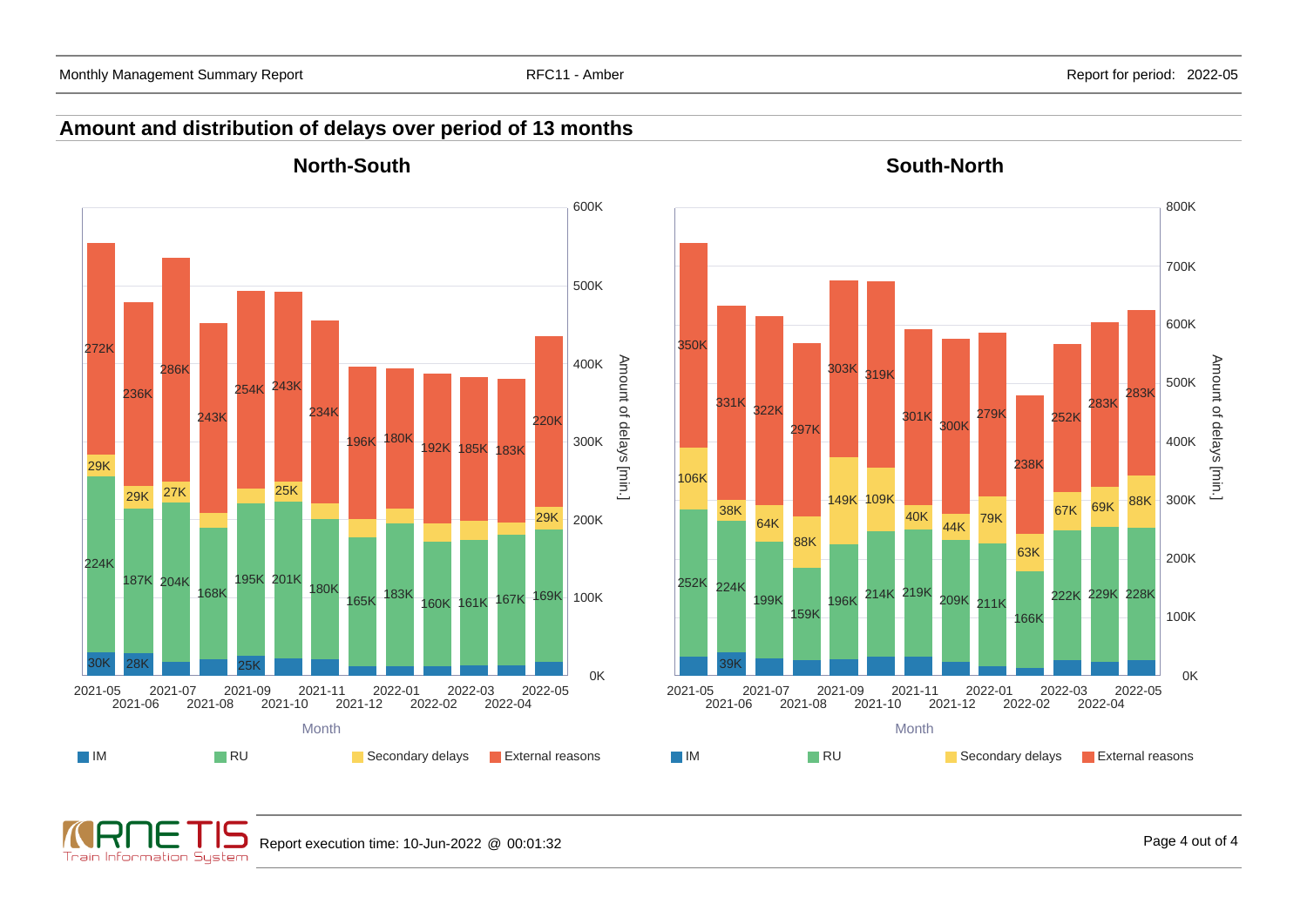## Amount and distribution of delays over period of 13 months

### North-South

600K
500K
400K
300K
200K
100K
0K

Amount of delays [min.]

272K 236K 286K 243K 254K 243K 234K 196K 180K 192K 185K 183K 220K

29K 29K 27K 25K 29K

224K 187K 204K 168K 195K 201K 180K 165K 183K 160K 161K 167K 169K

30K 28K 25K

2021-05 2021-06 2021-07 2021-08 2021-09 2021-10 2021-11 2021-12 2022-01 2022-02 2022-03 2022-04 2022-05

Month

IM RU Secondary delays External reasons

### South-North

800K
700K
600K
500K
400K
300K
200K
100K
0K

Amount of delays [min.]

350K 331K 322K 297K 303K 319K 301K 300K 279K 238K 252K 283K 283K

106K 38K 64K 88K 149K 109K 40K 44K 79K 63K 67K 69K 88K

252K 224K 199K 159K 196K 214K 219K 209K 211K 166K 222K 229K 228K

39K

2021-05 2021-06 2021-07 2021-08 2021-09 2021-10 2021-11 2021-12 2022-01 2022-02 2022-03 2022-04 2022-05

Month

IM RU Secondary delays External reasons

Report execution time: 10-Jun-2022 @ 00:01:32